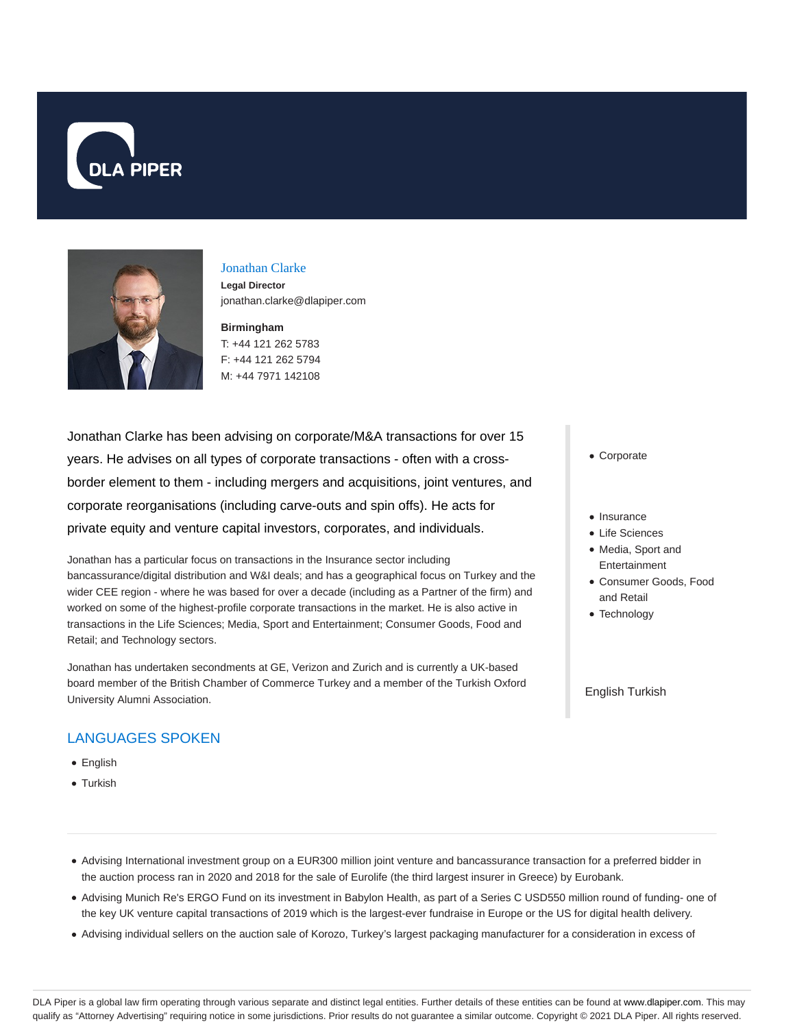DLA PIPER

Jonathan Clarke
**Legal Director**
jonathan.clarke@dlapiper.com

**Birmingham**
T: +44 121 262 5783
F: +44 121 262 5794
M: +44 7971 142108

Jonathan Clarke has been advising on corporate/M&A transactions for over 15 years. He advises on all types of corporate transactions - often with a cross-border element to them - including mergers and acquisitions, joint ventures, and corporate reorganisations (including carve-outs and spin offs). He acts for private equity and venture capital investors, corporates, and individuals.

Jonathan has a particular focus on transactions in the Insurance sector including bancassurance/digital distribution and W&I deals; and has a geographical focus on Turkey and the wider CEE region - where he was based for over a decade (including as a Partner of the firm) and worked on some of the highest-profile corporate transactions in the market. He is also active in transactions in the Life Sciences; Media, Sport and Entertainment; Consumer Goods, Food and Retail; and Technology sectors.

Jonathan has undertaken secondments at GE, Verizon and Zurich and is currently a UK-based board member of the British Chamber of Commerce Turkey and a member of the Turkish Oxford University Alumni Association.

- Corporate

- Insurance
- Life Sciences
- Media, Sport and Entertainment
- Consumer Goods, Food and Retail
- Technology

English Turkish

## LANGUAGES SPOKEN

- English
- Turkish

---

- Advising International investment group on a EUR300 million joint venture and bancassurance transaction for a preferred bidder in the auction process ran in 2020 and 2018 for the sale of Eurolife (the third largest insurer in Greece) by Eurobank.
- Advising Munich Re's ERGO Fund on its investment in Babylon Health, as part of a Series C USD550 million round of funding- one of the key UK venture capital transactions of 2019 which is the largest-ever fundraise in Europe or the US for digital health delivery.
- Advising individual sellers on the auction sale of Korozo, Turkey's largest packaging manufacturer for a consideration in excess of

DLA Piper is a global law firm operating through various separate and distinct legal entities. Further details of these entities can be found at www.dlapiper.com. This may qualify as "Attorney Advertising" requiring notice in some jurisdictions. Prior results do not guarantee a similar outcome. Copyright © 2021 DLA Piper. All rights reserved.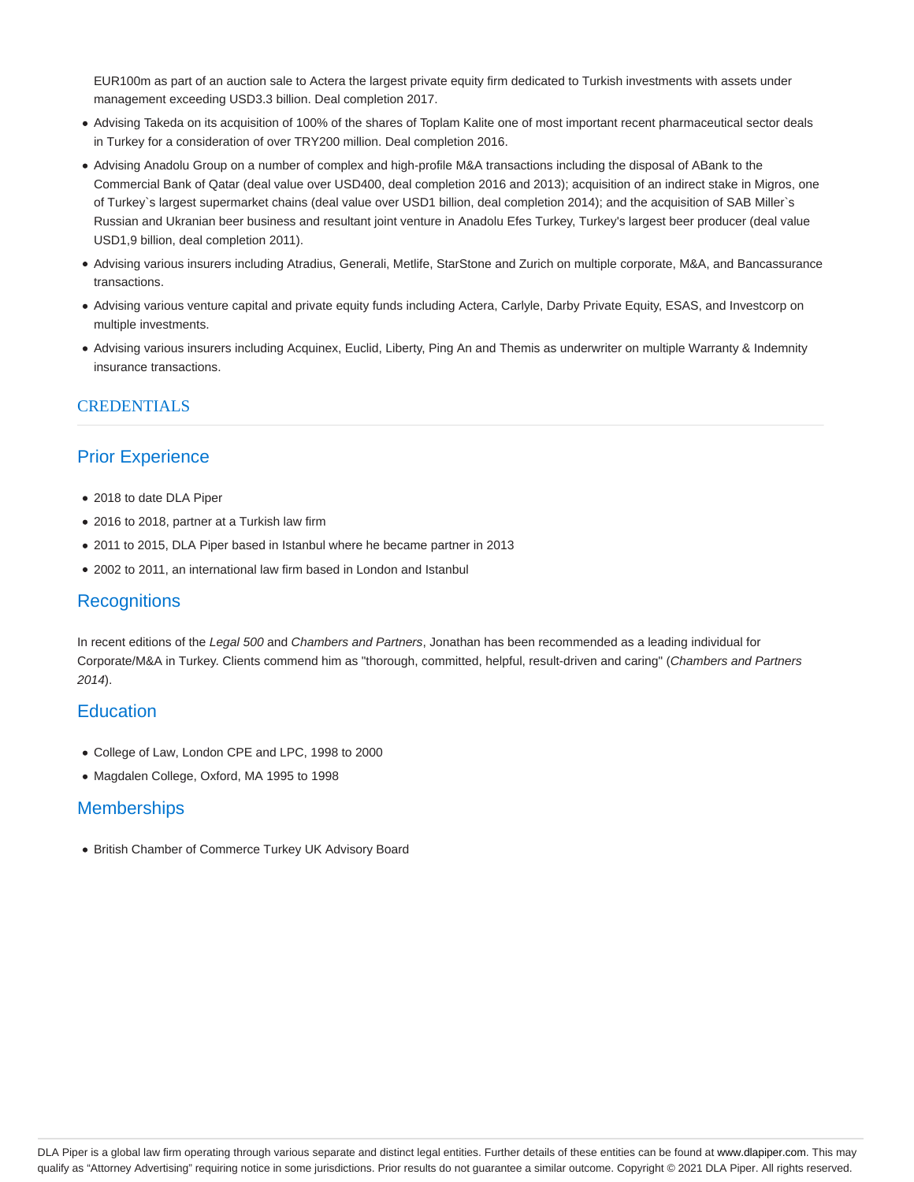EUR100m as part of an auction sale to Actera the largest private equity firm dedicated to Turkish investments with assets under management exceeding USD3.3 billion. Deal completion 2017.

- Advising Takeda on its acquisition of 100% of the shares of Toplam Kalite one of most important recent pharmaceutical sector deals in Turkey for a consideration of over TRY200 million. Deal completion 2016.
- Advising Anadolu Group on a number of complex and high-profile M&A transactions including the disposal of ABank to the Commercial Bank of Qatar (deal value over USD400, deal completion 2016 and 2013); acquisition of an indirect stake in Migros, one of Turkey`s largest supermarket chains (deal value over USD1 billion, deal completion 2014); and the acquisition of SAB Miller`s Russian and Ukranian beer business and resultant joint venture in Anadolu Efes Turkey, Turkey's largest beer producer (deal value USD1,9 billion, deal completion 2011).
- Advising various insurers including Atradius, Generali, Metlife, StarStone and Zurich on multiple corporate, M&A, and Bancassurance transactions.
- Advising various venture capital and private equity funds including Actera, Carlyle, Darby Private Equity, ESAS, and Investcorp on multiple investments.
- Advising various insurers including Acquinex, Euclid, Liberty, Ping An and Themis as underwriter on multiple Warranty & Indemnity insurance transactions.

## CREDENTIALS

### Prior Experience

- 2018 to date DLA Piper
- 2016 to 2018, partner at a Turkish law firm
- 2011 to 2015, DLA Piper based in Istanbul where he became partner in 2013
- 2002 to 2011, an international law firm based in London and Istanbul

### Recognitions

In recent editions of the *Legal 500* and *Chambers and Partners*, Jonathan has been recommended as a leading individual for Corporate/M&A in Turkey. Clients commend him as "thorough, committed, helpful, result-driven and caring" (*Chambers and Partners 2014*).

### Education

- College of Law, London CPE and LPC, 1998 to 2000
- Magdalen College, Oxford, MA 1995 to 1998

### Memberships

- British Chamber of Commerce Turkey UK Advisory Board

DLA Piper is a global law firm operating through various separate and distinct legal entities. Further details of these entities can be found at www.dlapiper.com. This may qualify as "Attorney Advertising" requiring notice in some jurisdictions. Prior results do not guarantee a similar outcome. Copyright © 2021 DLA Piper. All rights reserved.